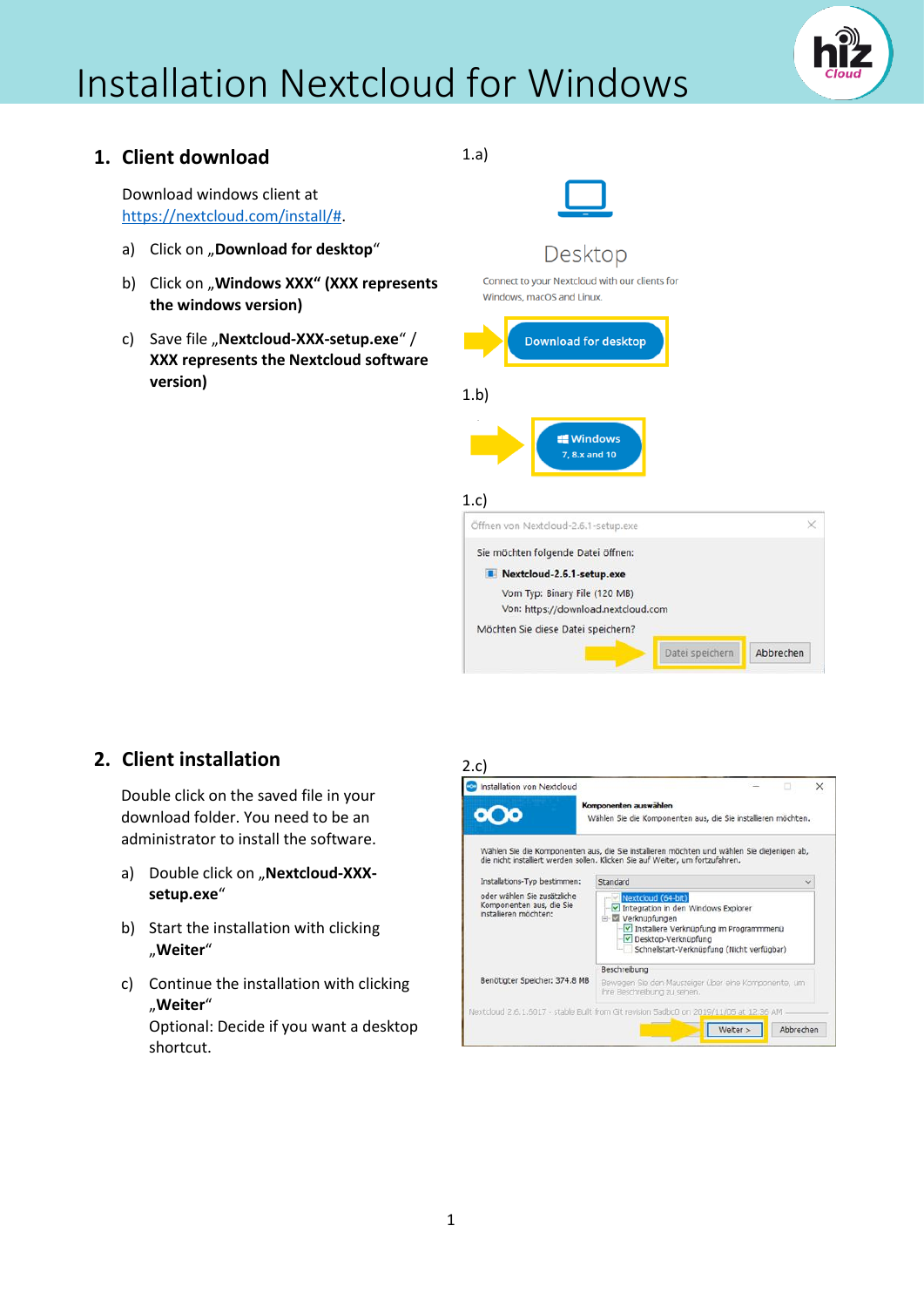# Installation Nextcloud for Windows

## 1. Client download

Download windows client at https://nextcloud.com/install/#.

a) Click on „**Download for desktop**"

b) Click on „**Windows XXX" (XXX represents the windows version)**

c) Save file „**Nextcloud-XXX-setup.exe**" / **XXX represents the Nextcloud software version)**

1.a)

Desktop

Connect to your Nextcloud with our clients for Windows, macOS and Linux.

Download for desktop

1.b)

Windows 7, 8.x and 10

1.c)

Öffnen von Nextcloud-2.6.1-setup.exe

Sie möchten folgende Datei öffnen:

**Nextcloud-2.6.1-setup.exe**

Vom Typ: Binary File (120 MB)

Von: https://download.nextcloud.com

Möchten Sie diese Datei speichern?

Datei speichern | Abbrechen

## 2. Client installation

Double click on the saved file in your download folder. You need to be an administrator to install the software.

a) Double click on „**Nextcloud-XXX-setup.exe**"

b) Start the installation with clicking „**Weiter**"

c) Continue the installation with clicking „**Weiter**"
Optional: Decide if you want a desktop shortcut.

2.c)

Installation von Nextcloud

**Komponenten auswählen**

Wählen Sie die Komponenten aus, die Sie installieren möchten.

Wählen Sie die Komponenten aus, die Sie installieren möchten und wählen Sie diejenigen ab, die nicht installiert werden sollen. Klicken Sie auf Weiter, um fortzufahren.

Installations-Typ bestimmen: Standard

oder wählen Sie zusätzliche Komponenten aus, die Sie installieren möchten:

- Nextcloud (64-bit)
- Integration in den Windows Explorer
- Verknüpfungen
  - Installiere Verknüpfung im Programmmenü
  - Desktop-Verknüpfung
  - Schnellstart-Verknüpfung (Nicht verfügbar)

Beschreibung

Bewegen Sie den Mauszeiger über eine Komponente, um ihre Beschreibung zu sehen.

Benötigter Speicher: 374.8 MB

Nextcloud 2.6.1.5017 - stable Built from Git revision 5adbc0 on 2019/11/05 at 12:36 AM

Weiter > | Abbrechen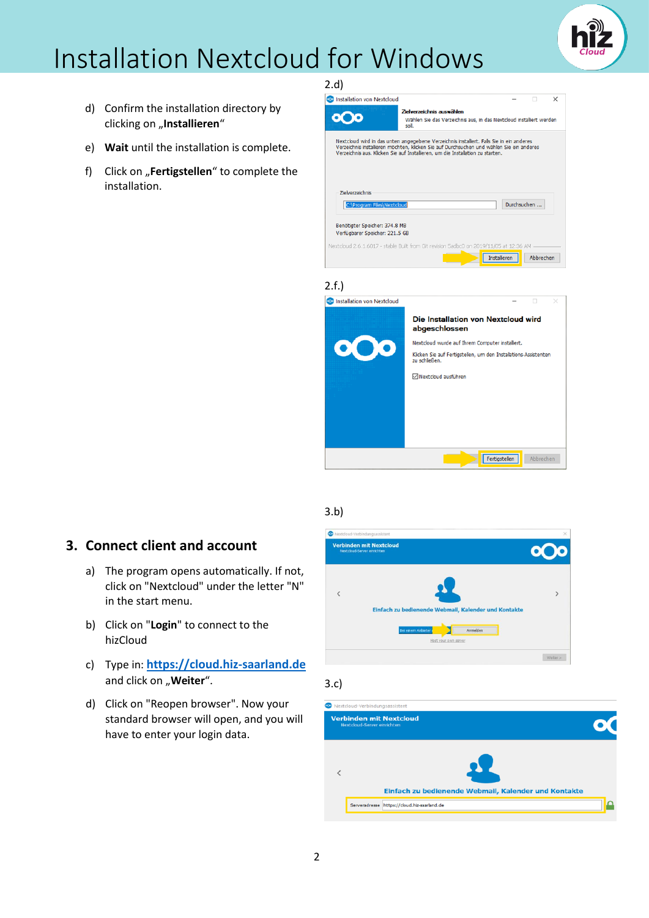# Installation Nextcloud for Windows

d) Confirm the installation directory by clicking on „**Installieren**"

e) **Wait** until the installation is complete.

f) Click on „**Fertigstellen**" to complete the installation.

2.d)

2.f.)

## 3. Connect client and account

a) The program opens automatically. If not, click on "Nextcloud" under the letter "N" in the start menu.

b) Click on "**Login**" to connect to the hizCloud

c) Type in: **https://cloud.hiz-saarland.de** and click on „**Weiter**".

d) Click on "Reopen browser". Now your standard browser will open, and you will have to enter your login data.

3.b)

3.c)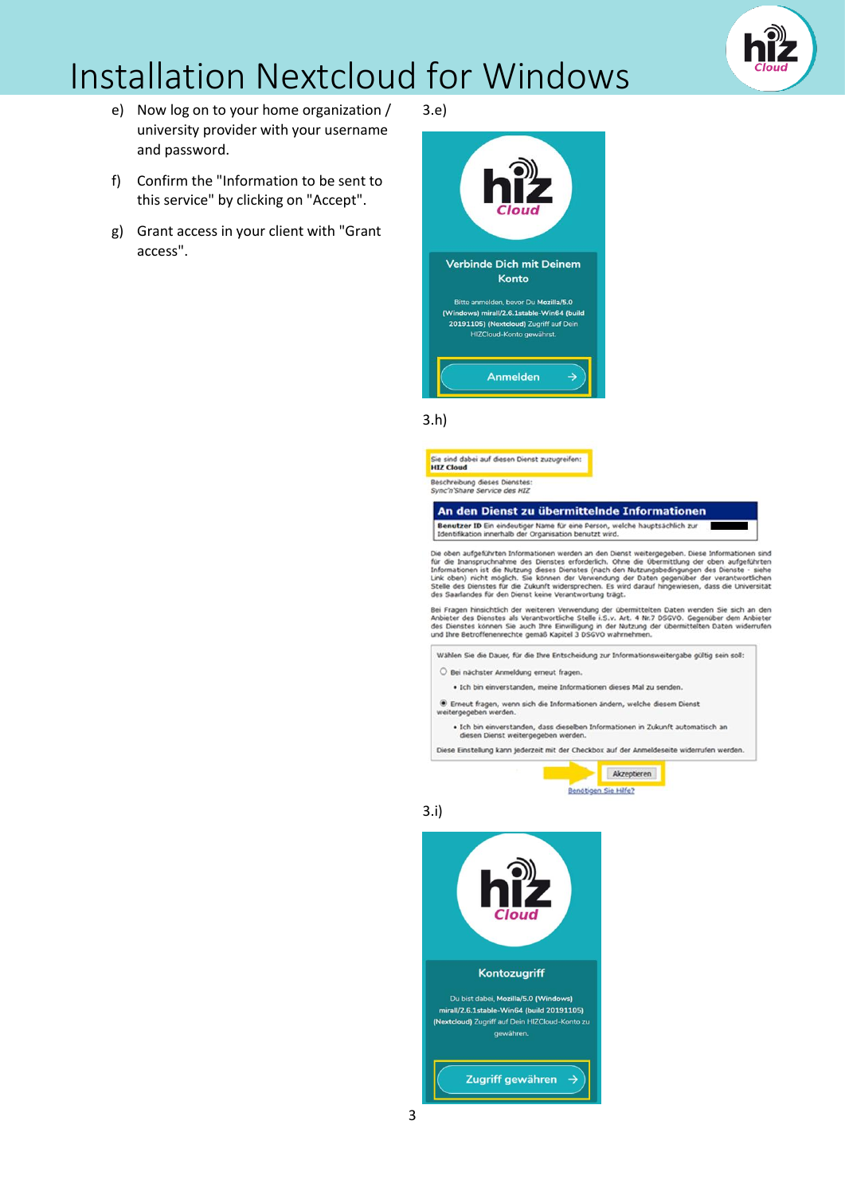# Installation Nextcloud for Windows

e) Now log on to your home organization / university provider with your username and password.

f) Confirm the "Information to be sent to this service" by clicking on "Accept".

g) Grant access in your client with "Grant access".

3.e)

Verbinde Dich mit Deinem Konto

Bitte anmelden, bevor Du **Mozilla/5.0 (Windows) mirall/2.6.1stable-Win64 (build 20191105) (Nextcloud)** Zugriff auf Dein HIZCloud-Konto gewährst.

Anmelden →

3.h)

Sie sind dabei auf diesen Dienst zuzugreifen:
**HIZ Cloud**

Beschreibung dieses Dienstes:
*Sync'n'Share Service des HIZ*

**An den Dienst zu übermittelnde Informationen**

**Benutzer ID** Ein eindeutiger Name für eine Person, welche hauptsächlich zur Identifikation innerhalb der Organisation benutzt wird.

Die oben aufgeführten Informationen werden an den Dienst weitergegeben. Diese Informationen sind für die Inanspruchnahme des Dienstes erforderlich. Ohne die Übermittlung der oben aufgeführten Informationen ist die Nutzung dieses Dienstes (nach den Nutzungsbedingungen des Dienste - siehe Link oben) nicht möglich. Sie können der Verwendung der Daten gegenüber der verantwortlichen Stelle des Dienstes für die Zukunft widersprechen. Es wird darauf hingewiesen, dass die Universität des Saarlandes für den Dienst keine Verantwortung trägt.

Bei Fragen hinsichtlich der weiteren Verwendung der übermittelten Daten wenden Sie sich an den Anbieter des Dienstes als Verantwortliche Stelle i.S.v. Art. 4 Nr.7 DSGVO. Gegenüber dem Anbieter des Dienstes können Sie auch Ihre Einwilligung in der Nutzung der übermittelten Daten widerrufen und Ihre Betroffenenrechte gemäß Kapitel 3 DSGVO wahrnehmen.

Wählen Sie die Dauer, für die Ihre Entscheidung zur Informationsweitergabe gültig sein soll:

- ○ Bei nächster Anmeldung erneut fragen.
  - Ich bin einverstanden, meine Informationen dieses Mal zu senden.
- ◉ Erneut fragen, wenn sich die Informationen ändern, welche diesem Dienst weitergegeben werden.
  - Ich bin einverstanden, dass dieselben Informationen in Zukunft automatisch an diesen Dienst weitergegeben werden.

Diese Einstellung kann jederzeit mit der Checkbox auf der Anmeldeseite widerrufen werden.

Akzeptieren

Benötigen Sie Hilfe?

3.i)

Kontozugriff

Du bist dabei, **Mozilla/5.0 (Windows) mirall/2.6.1stable-Win64 (build 20191105) (Nextcloud)** Zugriff auf Dein HIZCloud-Konto zu gewähren.

Zugriff gewähren →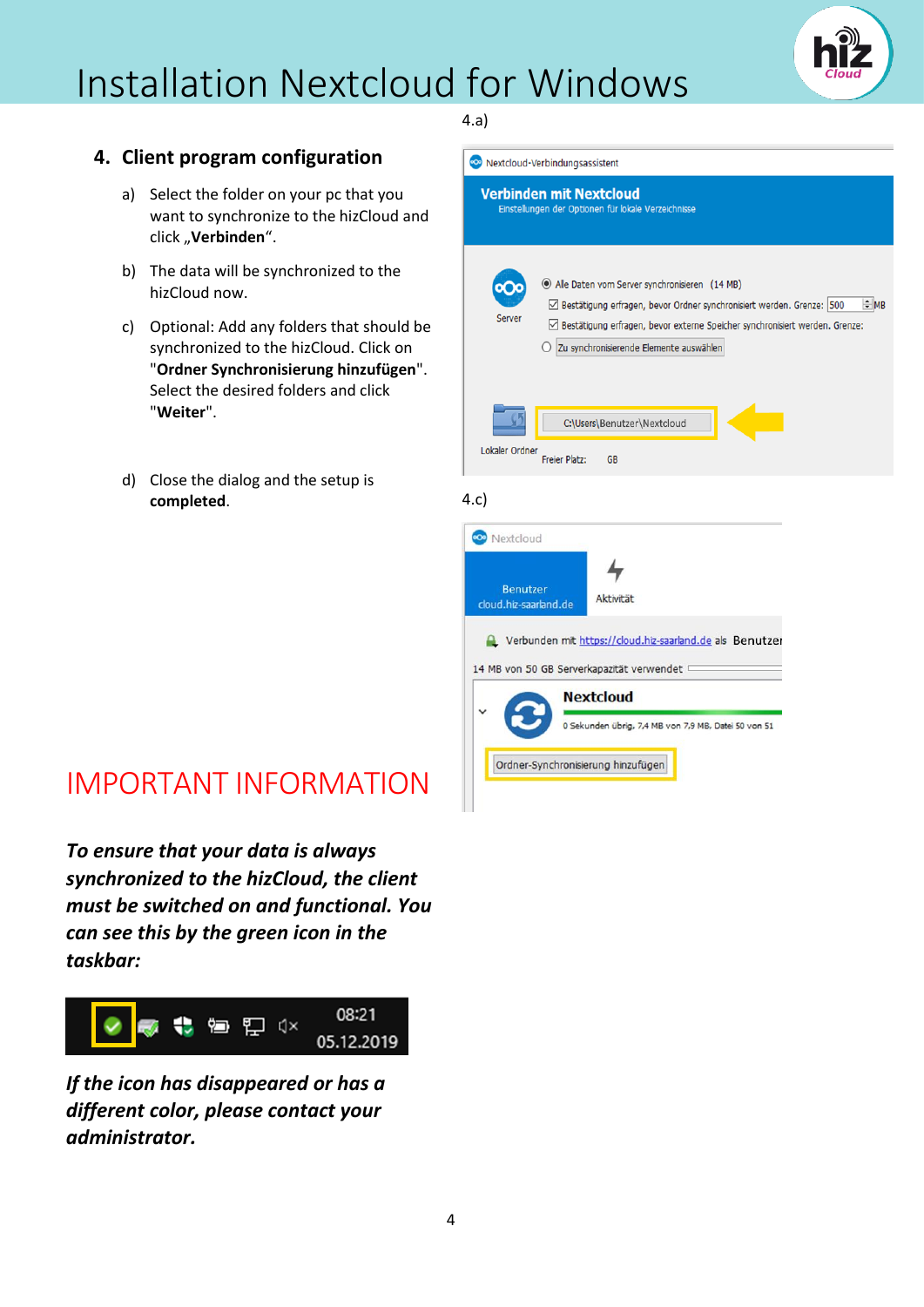# Installation Nextcloud for Windows

## 4. Client program configuration

a) Select the folder on your pc that you want to synchronize to the hizCloud and click „**Verbinden**“.

b) The data will be synchronized to the hizCloud now.

c) Optional: Add any folders that should be synchronized to the hizCloud. Click on "**Ordner Synchronisierung hinzufügen**". Select the desired folders and click "**Weiter**".

d) Close the dialog and the setup is **completed**.

4.a)

4.c)

# IMPORTANT INFORMATION

***To ensure that your data is always synchronized to the hizCloud, the client must be switched on and functional. You can see this by the green icon in the taskbar:***

***If the icon has disappeared or has a different color, please contact your administrator.***